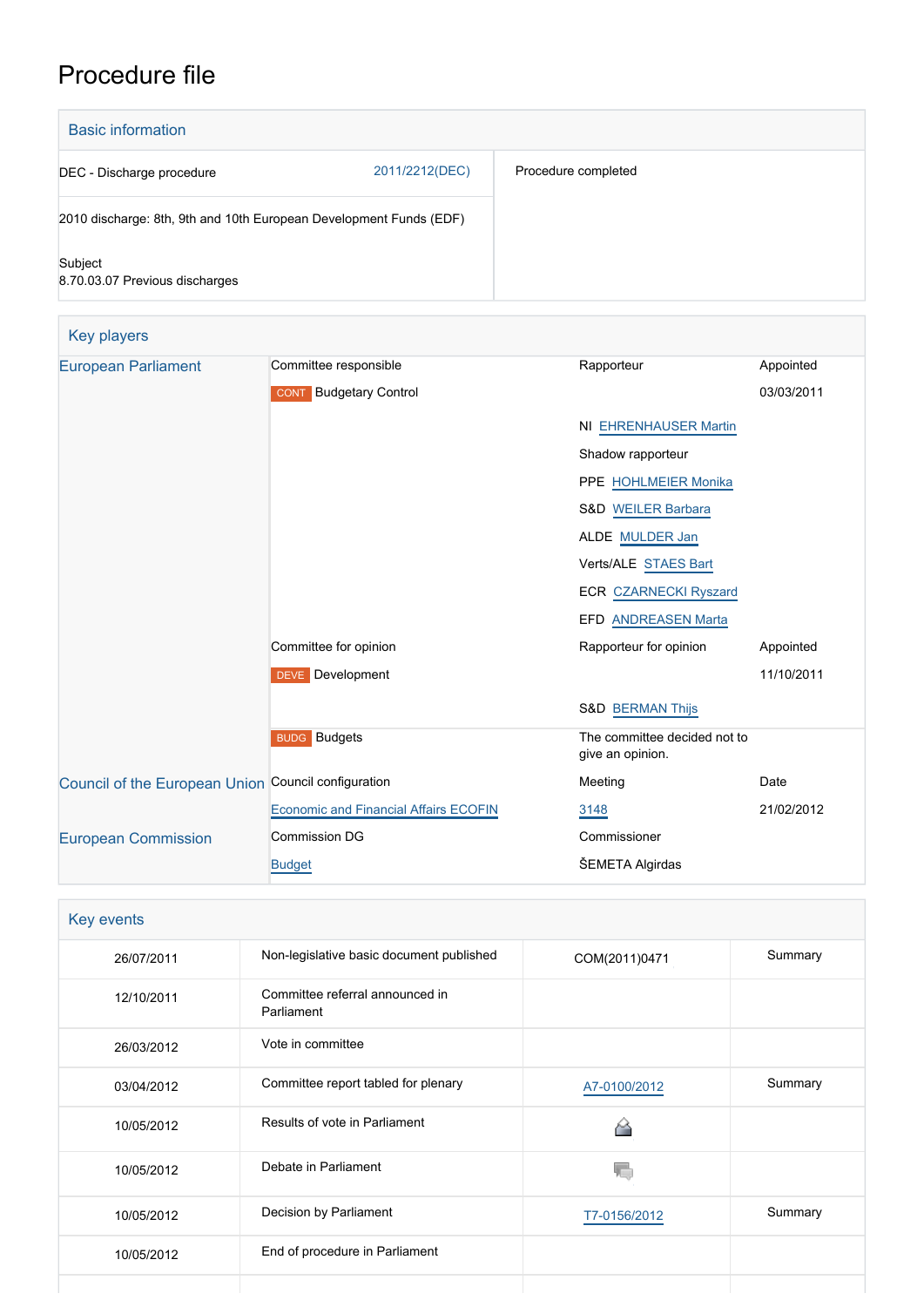# Procedure file

## Basic information

| | |
|---|---|
| DEC - Discharge procedure 2011/2212(DEC) | Procedure completed |
| 2010 discharge: 8th, 9th and 10th European Development Funds (EDF) | |
| Subject<br>8.70.03.07 Previous discharges | |

## Key players

| | | | |
|---|---|---|---|
| European Parliament | Committee responsible | Rapporteur | Appointed |
| | CONT Budgetary Control | | 03/03/2011 |
| | | NI EHRENHAUSER Martin | |
| | | Shadow rapporteur | |
| | | PPE HOHLMEIER Monika | |
| | | S&D WEILER Barbara | |
| | | ALDE MULDER Jan | |
| | | Verts/ALE STAES Bart | |
| | | ECR CZARNECKI Ryszard | |
| | | EFD ANDREASEN Marta | |
| | Committee for opinion | Rapporteur for opinion | Appointed |
| | DEVE Development | | 11/10/2011 |
| | | S&D BERMAN Thijs | |
| | BUDG Budgets | The committee decided not to give an opinion. | |
| Council of the European Union | Council configuration | Meeting | Date |
| | Economic and Financial Affairs ECOFIN | 3148 | 21/02/2012 |
| European Commission | Commission DG | Commissioner | |
| | Budget | ŠEMETA Algirdas | |

## Key events

| | | | |
|---|---|---|---|
| 26/07/2011 | Non-legislative basic document published | COM(2011)0471 | Summary |
| 12/10/2011 | Committee referral announced in Parliament | | |
| 26/03/2012 | Vote in committee | | |
| 03/04/2012 | Committee report tabled for plenary | A7-0100/2012 | Summary |
| 10/05/2012 | Results of vote in Parliament | | |
| 10/05/2012 | Debate in Parliament | | |
| 10/05/2012 | Decision by Parliament | T7-0156/2012 | Summary |
| 10/05/2012 | End of procedure in Parliament | | |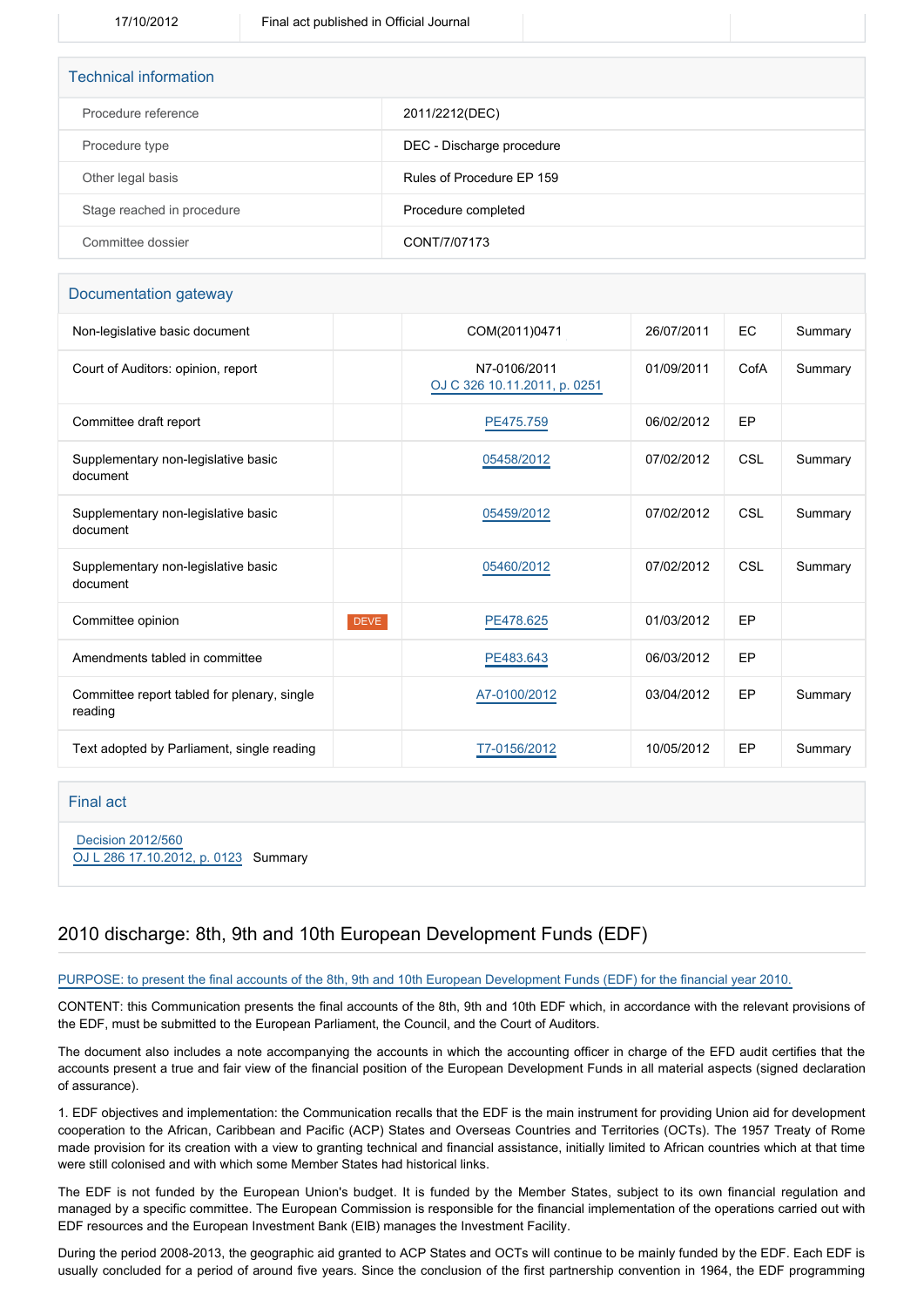| | | | |
|---|---|---|---|
| 17/10/2012 | Final act published in Official Journal | | |

## Technical information

| | |
|---|---|
| Procedure reference | 2011/2212(DEC) |
| Procedure type | DEC - Discharge procedure |
| Other legal basis | Rules of Procedure EP 159 |
| Stage reached in procedure | Procedure completed |
| Committee dossier | CONT/7/07173 |

## Documentation gateway

| | | | | | |
|---|---|---|---|---|---|
| Non-legislative basic document | | COM(2011)0471 | 26/07/2011 | EC | Summary |
| Court of Auditors: opinion, report | | N7-0106/2011 OJ C 326 10.11.2011, p. 0251 | 01/09/2011 | CofA | Summary |
| Committee draft report | | PE475.759 | 06/02/2012 | EP | |
| Supplementary non-legislative basic document | | 05458/2012 | 07/02/2012 | CSL | Summary |
| Supplementary non-legislative basic document | | 05459/2012 | 07/02/2012 | CSL | Summary |
| Supplementary non-legislative basic document | | 05460/2012 | 07/02/2012 | CSL | Summary |
| Committee opinion | DEVE | PE478.625 | 01/03/2012 | EP | |
| Amendments tabled in committee | | PE483.643 | 06/03/2012 | EP | |
| Committee report tabled for plenary, single reading | | A7-0100/2012 | 03/04/2012 | EP | Summary |
| Text adopted by Parliament, single reading | | T7-0156/2012 | 10/05/2012 | EP | Summary |

## Final act

Decision 2012/560
OJ L 286 17.10.2012, p. 0123 Summary

## 2010 discharge: 8th, 9th and 10th European Development Funds (EDF)

PURPOSE: to present the final accounts of the 8th, 9th and 10th European Development Funds (EDF) for the financial year 2010.

CONTENT: this Communication presents the final accounts of the 8th, 9th and 10th EDF which, in accordance with the relevant provisions of the EDF, must be submitted to the European Parliament, the Council, and the Court of Auditors.

The document also includes a note accompanying the accounts in which the accounting officer in charge of the EFD audit certifies that the accounts present a true and fair view of the financial position of the European Development Funds in all material aspects (signed declaration of assurance).

1. EDF objectives and implementation: the Communication recalls that the EDF is the main instrument for providing Union aid for development cooperation to the African, Caribbean and Pacific (ACP) States and Overseas Countries and Territories (OCTs). The 1957 Treaty of Rome made provision for its creation with a view to granting technical and financial assistance, initially limited to African countries which at that time were still colonised and with which some Member States had historical links.

The EDF is not funded by the European Union's budget. It is funded by the Member States, subject to its own financial regulation and managed by a specific committee. The European Commission is responsible for the financial implementation of the operations carried out with EDF resources and the European Investment Bank (EIB) manages the Investment Facility.

During the period 2008-2013, the geographic aid granted to ACP States and OCTs will continue to be mainly funded by the EDF. Each EDF is usually concluded for a period of around five years. Since the conclusion of the first partnership convention in 1964, the EDF programming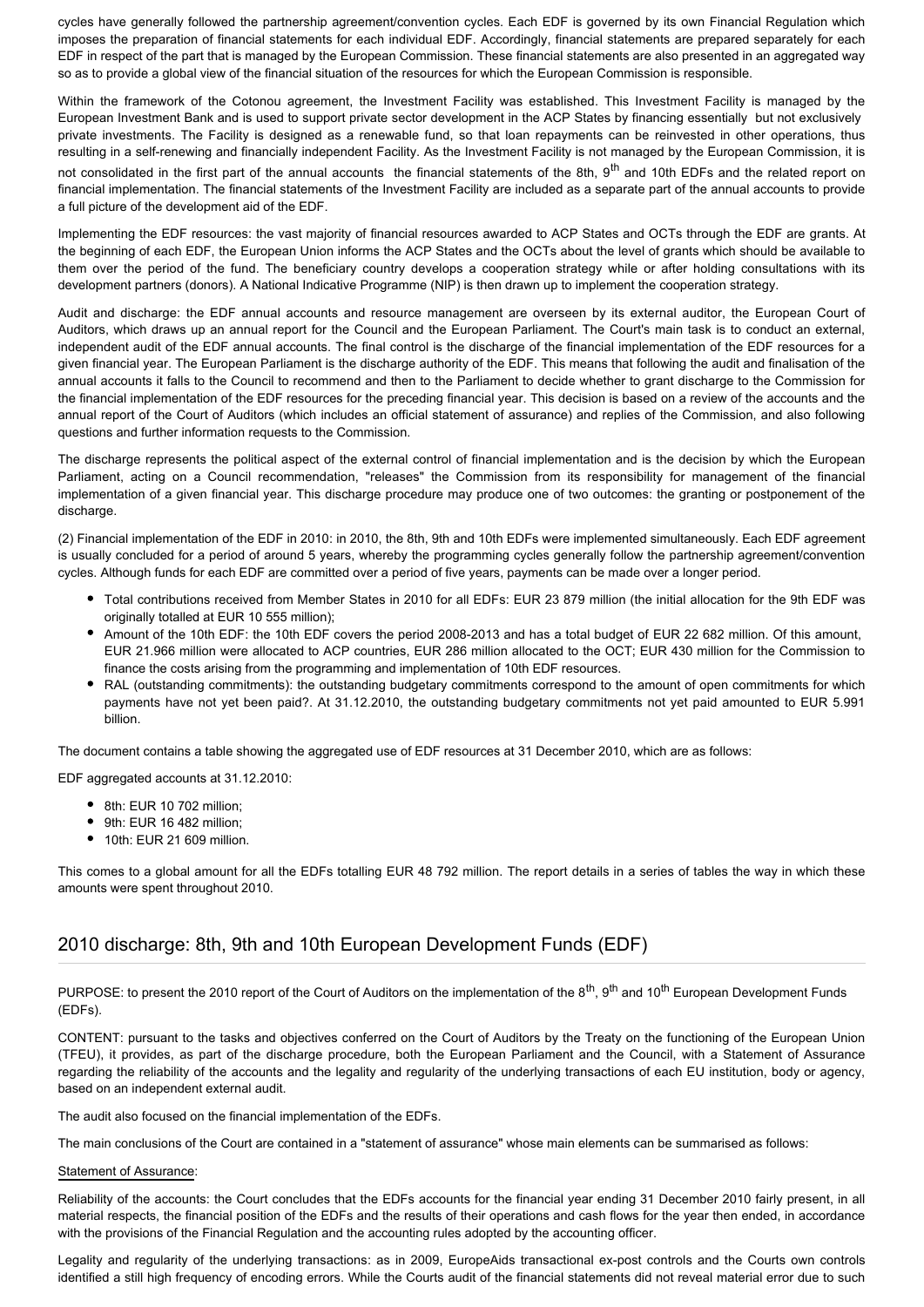cycles have generally followed the partnership agreement/convention cycles. Each EDF is governed by its own Financial Regulation which imposes the preparation of financial statements for each individual EDF. Accordingly, financial statements are prepared separately for each EDF in respect of the part that is managed by the European Commission. These financial statements are also presented in an aggregated way so as to provide a global view of the financial situation of the resources for which the European Commission is responsible.

Within the framework of the Cotonou agreement, the Investment Facility was established. This Investment Facility is managed by the European Investment Bank and is used to support private sector development in the ACP States by financing essentially but not exclusively private investments. The Facility is designed as a renewable fund, so that loan repayments can be reinvested in other operations, thus resulting in a self-renewing and financially independent Facility. As the Investment Facility is not managed by the European Commission, it is not consolidated in the first part of the annual accounts the financial statements of the 8th, 9th and 10th EDFs and the related report on financial implementation. The financial statements of the Investment Facility are included as a separate part of the annual accounts to provide a full picture of the development aid of the EDF.

Implementing the EDF resources: the vast majority of financial resources awarded to ACP States and OCTs through the EDF are grants. At the beginning of each EDF, the European Union informs the ACP States and the OCTs about the level of grants which should be available to them over the period of the fund. The beneficiary country develops a cooperation strategy while or after holding consultations with its development partners (donors). A National Indicative Programme (NIP) is then drawn up to implement the cooperation strategy.

Audit and discharge: the EDF annual accounts and resource management are overseen by its external auditor, the European Court of Auditors, which draws up an annual report for the Council and the European Parliament. The Court's main task is to conduct an external, independent audit of the EDF annual accounts. The final control is the discharge of the financial implementation of the EDF resources for a given financial year. The European Parliament is the discharge authority of the EDF. This means that following the audit and finalisation of the annual accounts it falls to the Council to recommend and then to the Parliament to decide whether to grant discharge to the Commission for the financial implementation of the EDF resources for the preceding financial year. This decision is based on a review of the accounts and the annual report of the Court of Auditors (which includes an official statement of assurance) and replies of the Commission, and also following questions and further information requests to the Commission.

The discharge represents the political aspect of the external control of financial implementation and is the decision by which the European Parliament, acting on a Council recommendation, "releases" the Commission from its responsibility for management of the financial implementation of a given financial year. This discharge procedure may produce one of two outcomes: the granting or postponement of the discharge.

(2) Financial implementation of the EDF in 2010: in 2010, the 8th, 9th and 10th EDFs were implemented simultaneously. Each EDF agreement is usually concluded for a period of around 5 years, whereby the programming cycles generally follow the partnership agreement/convention cycles. Although funds for each EDF are committed over a period of five years, payments can be made over a longer period.

- Total contributions received from Member States in 2010 for all EDFs: EUR 23 879 million (the initial allocation for the 9th EDF was originally totalled at EUR 10 555 million);
- Amount of the 10th EDF: the 10th EDF covers the period 2008-2013 and has a total budget of EUR 22 682 million. Of this amount, EUR 21.966 million were allocated to ACP countries, EUR 286 million allocated to the OCT; EUR 430 million for the Commission to finance the costs arising from the programming and implementation of 10th EDF resources.
- RAL (outstanding commitments): the outstanding budgetary commitments correspond to the amount of open commitments for which payments have not yet been paid?. At 31.12.2010, the outstanding budgetary commitments not yet paid amounted to EUR 5.991 billion.

The document contains a table showing the aggregated use of EDF resources at 31 December 2010, which are as follows:

EDF aggregated accounts at 31.12.2010:

- 8th: EUR 10 702 million;
- 9th: EUR 16 482 million;
- 10th: EUR 21 609 million.

This comes to a global amount for all the EDFs totalling EUR 48 792 million. The report details in a series of tables the way in which these amounts were spent throughout 2010.

## 2010 discharge: 8th, 9th and 10th European Development Funds (EDF)

PURPOSE: to present the 2010 report of the Court of Auditors on the implementation of the 8th, 9th and 10th European Development Funds (EDFs).

CONTENT: pursuant to the tasks and objectives conferred on the Court of Auditors by the Treaty on the functioning of the European Union (TFEU), it provides, as part of the discharge procedure, both the European Parliament and the Council, with a Statement of Assurance regarding the reliability of the accounts and the legality and regularity of the underlying transactions of each EU institution, body or agency, based on an independent external audit.

The audit also focused on the financial implementation of the EDFs.

The main conclusions of the Court are contained in a "statement of assurance" whose main elements can be summarised as follows:

Statement of Assurance:

Reliability of the accounts: the Court concludes that the EDFs accounts for the financial year ending 31 December 2010 fairly present, in all material respects, the financial position of the EDFs and the results of their operations and cash flows for the year then ended, in accordance with the provisions of the Financial Regulation and the accounting rules adopted by the accounting officer.

Legality and regularity of the underlying transactions: as in 2009, EuropeAids transactional ex-post controls and the Courts own controls identified a still high frequency of encoding errors. While the Courts audit of the financial statements did not reveal material error due to such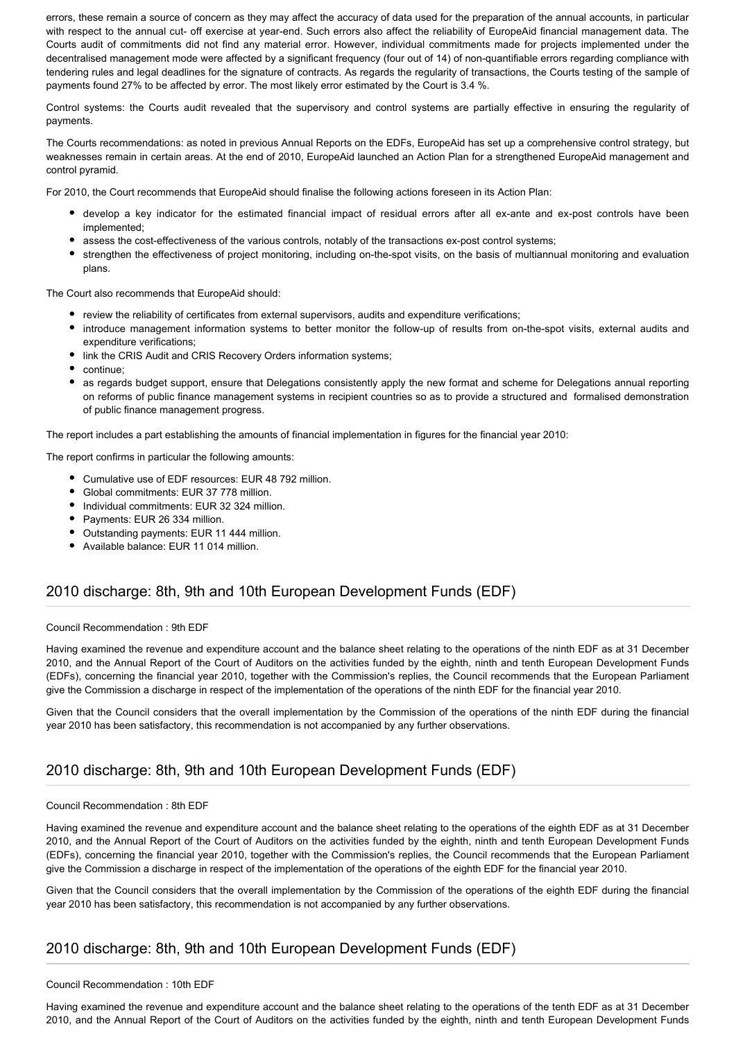errors, these remain a source of concern as they may affect the accuracy of data used for the preparation of the annual accounts, in particular with respect to the annual cut- off exercise at year-end. Such errors also affect the reliability of EuropeAid financial management data. The Courts audit of commitments did not find any material error. However, individual commitments made for projects implemented under the decentralised management mode were affected by a significant frequency (four out of 14) of non-quantifiable errors regarding compliance with tendering rules and legal deadlines for the signature of contracts. As regards the regularity of transactions, the Courts testing of the sample of payments found 27% to be affected by error. The most likely error estimated by the Court is 3.4 %.

Control systems: the Courts audit revealed that the supervisory and control systems are partially effective in ensuring the regularity of payments.

The Courts recommendations: as noted in previous Annual Reports on the EDFs, EuropeAid has set up a comprehensive control strategy, but weaknesses remain in certain areas. At the end of 2010, EuropeAid launched an Action Plan for a strengthened EuropeAid management and control pyramid.

For 2010, the Court recommends that EuropeAid should finalise the following actions foreseen in its Action Plan:

- develop a key indicator for the estimated financial impact of residual errors after all ex-ante and ex-post controls have been implemented;
- assess the cost-effectiveness of the various controls, notably of the transactions ex-post control systems;
- strengthen the effectiveness of project monitoring, including on-the-spot visits, on the basis of multiannual monitoring and evaluation plans.

The Court also recommends that EuropeAid should:

- review the reliability of certificates from external supervisors, audits and expenditure verifications;
- introduce management information systems to better monitor the follow-up of results from on-the-spot visits, external audits and expenditure verifications;
- link the CRIS Audit and CRIS Recovery Orders information systems;
- continue;
- as regards budget support, ensure that Delegations consistently apply the new format and scheme for Delegations annual reporting on reforms of public finance management systems in recipient countries so as to provide a structured and formalised demonstration of public finance management progress.

The report includes a part establishing the amounts of financial implementation in figures for the financial year 2010:

The report confirms in particular the following amounts:

- Cumulative use of EDF resources: EUR 48 792 million.
- Global commitments: EUR 37 778 million.
- Individual commitments: EUR 32 324 million.
- Payments: EUR 26 334 million.
- Outstanding payments: EUR 11 444 million.
- Available balance: EUR 11 014 million.

## 2010 discharge: 8th, 9th and 10th European Development Funds (EDF)

Council Recommendation : 9th EDF

Having examined the revenue and expenditure account and the balance sheet relating to the operations of the ninth EDF as at 31 December 2010, and the Annual Report of the Court of Auditors on the activities funded by the eighth, ninth and tenth European Development Funds (EDFs), concerning the financial year 2010, together with the Commission's replies, the Council recommends that the European Parliament give the Commission a discharge in respect of the implementation of the operations of the ninth EDF for the financial year 2010.

Given that the Council considers that the overall implementation by the Commission of the operations of the ninth EDF during the financial year 2010 has been satisfactory, this recommendation is not accompanied by any further observations.

## 2010 discharge: 8th, 9th and 10th European Development Funds (EDF)

Council Recommendation : 8th EDF

Having examined the revenue and expenditure account and the balance sheet relating to the operations of the eighth EDF as at 31 December 2010, and the Annual Report of the Court of Auditors on the activities funded by the eighth, ninth and tenth European Development Funds (EDFs), concerning the financial year 2010, together with the Commission's replies, the Council recommends that the European Parliament give the Commission a discharge in respect of the implementation of the operations of the eighth EDF for the financial year 2010.

Given that the Council considers that the overall implementation by the Commission of the operations of the eighth EDF during the financial year 2010 has been satisfactory, this recommendation is not accompanied by any further observations.

## 2010 discharge: 8th, 9th and 10th European Development Funds (EDF)

Council Recommendation : 10th EDF

Having examined the revenue and expenditure account and the balance sheet relating to the operations of the tenth EDF as at 31 December 2010, and the Annual Report of the Court of Auditors on the activities funded by the eighth, ninth and tenth European Development Funds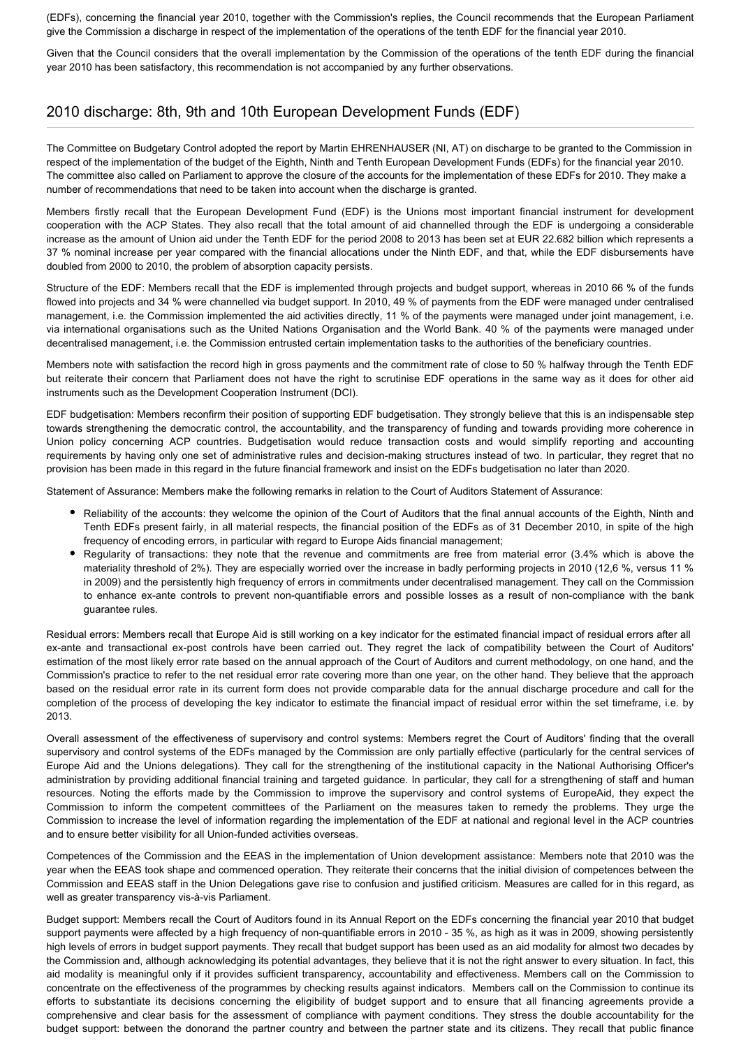(EDFs), concerning the financial year 2010, together with the Commission's replies, the Council recommends that the European Parliament give the Commission a discharge in respect of the implementation of the operations of the tenth EDF for the financial year 2010.

Given that the Council considers that the overall implementation by the Commission of the operations of the tenth EDF during the financial year 2010 has been satisfactory, this recommendation is not accompanied by any further observations.

## 2010 discharge: 8th, 9th and 10th European Development Funds (EDF)

The Committee on Budgetary Control adopted the report by Martin EHRENHAUSER (NI, AT) on discharge to be granted to the Commission in respect of the implementation of the budget of the Eighth, Ninth and Tenth European Development Funds (EDFs) for the financial year 2010. The committee also called on Parliament to approve the closure of the accounts for the implementation of these EDFs for 2010. They make a number of recommendations that need to be taken into account when the discharge is granted.

Members firstly recall that the European Development Fund (EDF) is the Unions most important financial instrument for development cooperation with the ACP States. They also recall that the total amount of aid channelled through the EDF is undergoing a considerable increase as the amount of Union aid under the Tenth EDF for the period 2008 to 2013 has been set at EUR 22.682 billion which represents a 37 % nominal increase per year compared with the financial allocations under the Ninth EDF, and that, while the EDF disbursements have doubled from 2000 to 2010, the problem of absorption capacity persists.

Structure of the EDF: Members recall that the EDF is implemented through projects and budget support, whereas in 2010 66 % of the funds flowed into projects and 34 % were channelled via budget support. In 2010, 49 % of payments from the EDF were managed under centralised management, i.e. the Commission implemented the aid activities directly, 11 % of the payments were managed under joint management, i.e. via international organisations such as the United Nations Organisation and the World Bank. 40 % of the payments were managed under decentralised management, i.e. the Commission entrusted certain implementation tasks to the authorities of the beneficiary countries.

Members note with satisfaction the record high in gross payments and the commitment rate of close to 50 % halfway through the Tenth EDF but reiterate their concern that Parliament does not have the right to scrutinise EDF operations in the same way as it does for other aid instruments such as the Development Cooperation Instrument (DCI).

EDF budgetisation: Members reconfirm their position of supporting EDF budgetisation. They strongly believe that this is an indispensable step towards strengthening the democratic control, the accountability, and the transparency of funding and towards providing more coherence in Union policy concerning ACP countries. Budgetisation would reduce transaction costs and would simplify reporting and accounting requirements by having only one set of administrative rules and decision-making structures instead of two. In particular, they regret that no provision has been made in this regard in the future financial framework and insist on the EDFs budgetisation no later than 2020.

Statement of Assurance: Members make the following remarks in relation to the Court of Auditors Statement of Assurance:

- Reliability of the accounts: they welcome the opinion of the Court of Auditors that the final annual accounts of the Eighth, Ninth and Tenth EDFs present fairly, in all material respects, the financial position of the EDFs as of 31 December 2010, in spite of the high frequency of encoding errors, in particular with regard to Europe Aids financial management;
- Regularity of transactions: they note that the revenue and commitments are free from material error (3.4% which is above the materiality threshold of 2%). They are especially worried over the increase in badly performing projects in 2010 (12,6 %, versus 11 % in 2009) and the persistently high frequency of errors in commitments under decentralised management. They call on the Commission to enhance ex-ante controls to prevent non-quantifiable errors and possible losses as a result of non-compliance with the bank guarantee rules.

Residual errors: Members recall that Europe Aid is still working on a key indicator for the estimated financial impact of residual errors after all ex-ante and transactional ex-post controls have been carried out. They regret the lack of compatibility between the Court of Auditors' estimation of the most likely error rate based on the annual approach of the Court of Auditors and current methodology, on one hand, and the Commission's practice to refer to the net residual error rate covering more than one year, on the other hand. They believe that the approach based on the residual error rate in its current form does not provide comparable data for the annual discharge procedure and call for the completion of the process of developing the key indicator to estimate the financial impact of residual error within the set timeframe, i.e. by 2013.

Overall assessment of the effectiveness of supervisory and control systems: Members regret the Court of Auditors' finding that the overall supervisory and control systems of the EDFs managed by the Commission are only partially effective (particularly for the central services of Europe Aid and the Unions delegations). They call for the strengthening of the institutional capacity in the National Authorising Officer's administration by providing additional financial training and targeted guidance. In particular, they call for a strengthening of staff and human resources. Noting the efforts made by the Commission to improve the supervisory and control systems of EuropeAid, they expect the Commission to inform the competent committees of the Parliament on the measures taken to remedy the problems. They urge the Commission to increase the level of information regarding the implementation of the EDF at national and regional level in the ACP countries and to ensure better visibility for all Union-funded activities overseas.

Competences of the Commission and the EEAS in the implementation of Union development assistance: Members note that 2010 was the year when the EEAS took shape and commenced operation. They reiterate their concerns that the initial division of competences between the Commission and EEAS staff in the Union Delegations gave rise to confusion and justified criticism. Measures are called for in this regard, as well as greater transparency vis-à-vis Parliament.

Budget support: Members recall the Court of Auditors found in its Annual Report on the EDFs concerning the financial year 2010 that budget support payments were affected by a high frequency of non-quantifiable errors in 2010 - 35 %, as high as it was in 2009, showing persistently high levels of errors in budget support payments. They recall that budget support has been used as an aid modality for almost two decades by the Commission and, although acknowledging its potential advantages, they believe that it is not the right answer to every situation. In fact, this aid modality is meaningful only if it provides sufficient transparency, accountability and effectiveness. Members call on the Commission to concentrate on the effectiveness of the programmes by checking results against indicators. Members call on the Commission to continue its efforts to substantiate its decisions concerning the eligibility of budget support and to ensure that all financing agreements provide a comprehensive and clear basis for the assessment of compliance with payment conditions. They stress the double accountability for the budget support: between the donorand the partner country and between the partner state and its citizens. They recall that public finance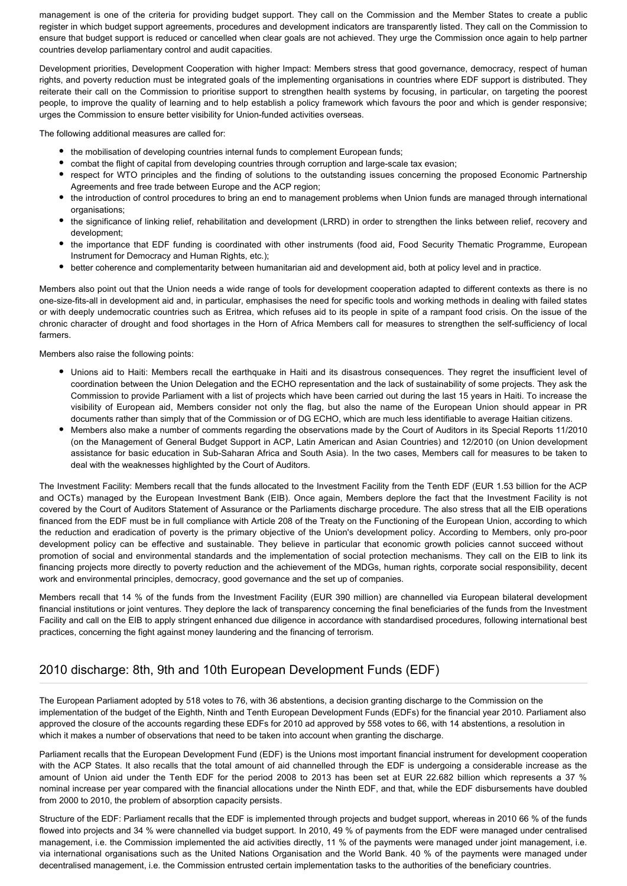management is one of the criteria for providing budget support. They call on the Commission and the Member States to create a public register in which budget support agreements, procedures and development indicators are transparently listed. They call on the Commission to ensure that budget support is reduced or cancelled when clear goals are not achieved. They urge the Commission once again to help partner countries develop parliamentary control and audit capacities.

Development priorities, Development Cooperation with higher Impact: Members stress that good governance, democracy, respect of human rights, and poverty reduction must be integrated goals of the implementing organisations in countries where EDF support is distributed. They reiterate their call on the Commission to prioritise support to strengthen health systems by focusing, in particular, on targeting the poorest people, to improve the quality of learning and to help establish a policy framework which favours the poor and which is gender responsive; urges the Commission to ensure better visibility for Union-funded activities overseas.

The following additional measures are called for:

- the mobilisation of developing countries internal funds to complement European funds;
- combat the flight of capital from developing countries through corruption and large-scale tax evasion;
- respect for WTO principles and the finding of solutions to the outstanding issues concerning the proposed Economic Partnership Agreements and free trade between Europe and the ACP region;
- the introduction of control procedures to bring an end to management problems when Union funds are managed through international organisations;
- the significance of linking relief, rehabilitation and development (LRRD) in order to strengthen the links between relief, recovery and development;
- the importance that EDF funding is coordinated with other instruments (food aid, Food Security Thematic Programme, European Instrument for Democracy and Human Rights, etc.);
- better coherence and complementarity between humanitarian aid and development aid, both at policy level and in practice.

Members also point out that the Union needs a wide range of tools for development cooperation adapted to different contexts as there is no one-size-fits-all in development aid and, in particular, emphasises the need for specific tools and working methods in dealing with failed states or with deeply undemocratic countries such as Eritrea, which refuses aid to its people in spite of a rampant food crisis. On the issue of the chronic character of drought and food shortages in the Horn of Africa Members call for measures to strengthen the self-sufficiency of local farmers.

Members also raise the following points:

- Unions aid to Haiti: Members recall the earthquake in Haiti and its disastrous consequences. They regret the insufficient level of coordination between the Union Delegation and the ECHO representation and the lack of sustainability of some projects. They ask the Commission to provide Parliament with a list of projects which have been carried out during the last 15 years in Haiti. To increase the visibility of European aid, Members consider not only the flag, but also the name of the European Union should appear in PR documents rather than simply that of the Commission or of DG ECHO, which are much less identifiable to average Haitian citizens.
- Members also make a number of comments regarding the observations made by the Court of Auditors in its Special Reports 11/2010 (on the Management of General Budget Support in ACP, Latin American and Asian Countries) and 12/2010 (on Union development assistance for basic education in Sub-Saharan Africa and South Asia). In the two cases, Members call for measures to be taken to deal with the weaknesses highlighted by the Court of Auditors.

The Investment Facility: Members recall that the funds allocated to the Investment Facility from the Tenth EDF (EUR 1.53 billion for the ACP and OCTs) managed by the European Investment Bank (EIB). Once again, Members deplore the fact that the Investment Facility is not covered by the Court of Auditors Statement of Assurance or the Parliaments discharge procedure. The also stress that all the EIB operations financed from the EDF must be in full compliance with Article 208 of the Treaty on the Functioning of the European Union, according to which the reduction and eradication of poverty is the primary objective of the Union's development policy. According to Members, only pro-poor development policy can be effective and sustainable. They believe in particular that economic growth policies cannot succeed without promotion of social and environmental standards and the implementation of social protection mechanisms. They call on the EIB to link its financing projects more directly to poverty reduction and the achievement of the MDGs, human rights, corporate social responsibility, decent work and environmental principles, democracy, good governance and the set up of companies.

Members recall that 14 % of the funds from the Investment Facility (EUR 390 million) are channelled via European bilateral development financial institutions or joint ventures. They deplore the lack of transparency concerning the final beneficiaries of the funds from the Investment Facility and call on the EIB to apply stringent enhanced due diligence in accordance with standardised procedures, following international best practices, concerning the fight against money laundering and the financing of terrorism.

## 2010 discharge: 8th, 9th and 10th European Development Funds (EDF)

The European Parliament adopted by 518 votes to 76, with 36 abstentions, a decision granting discharge to the Commission on the implementation of the budget of the Eighth, Ninth and Tenth European Development Funds (EDFs) for the financial year 2010. Parliament also approved the closure of the accounts regarding these EDFs for 2010 ad approved by 558 votes to 66, with 14 abstentions, a resolution in which it makes a number of observations that need to be taken into account when granting the discharge.

Parliament recalls that the European Development Fund (EDF) is the Unions most important financial instrument for development cooperation with the ACP States. It also recalls that the total amount of aid channelled through the EDF is undergoing a considerable increase as the amount of Union aid under the Tenth EDF for the period 2008 to 2013 has been set at EUR 22.682 billion which represents a 37 % nominal increase per year compared with the financial allocations under the Ninth EDF, and that, while the EDF disbursements have doubled from 2000 to 2010, the problem of absorption capacity persists.

Structure of the EDF: Parliament recalls that the EDF is implemented through projects and budget support, whereas in 2010 66 % of the funds flowed into projects and 34 % were channelled via budget support. In 2010, 49 % of payments from the EDF were managed under centralised management, i.e. the Commission implemented the aid activities directly, 11 % of the payments were managed under joint management, i.e. via international organisations such as the United Nations Organisation and the World Bank. 40 % of the payments were managed under decentralised management, i.e. the Commission entrusted certain implementation tasks to the authorities of the beneficiary countries.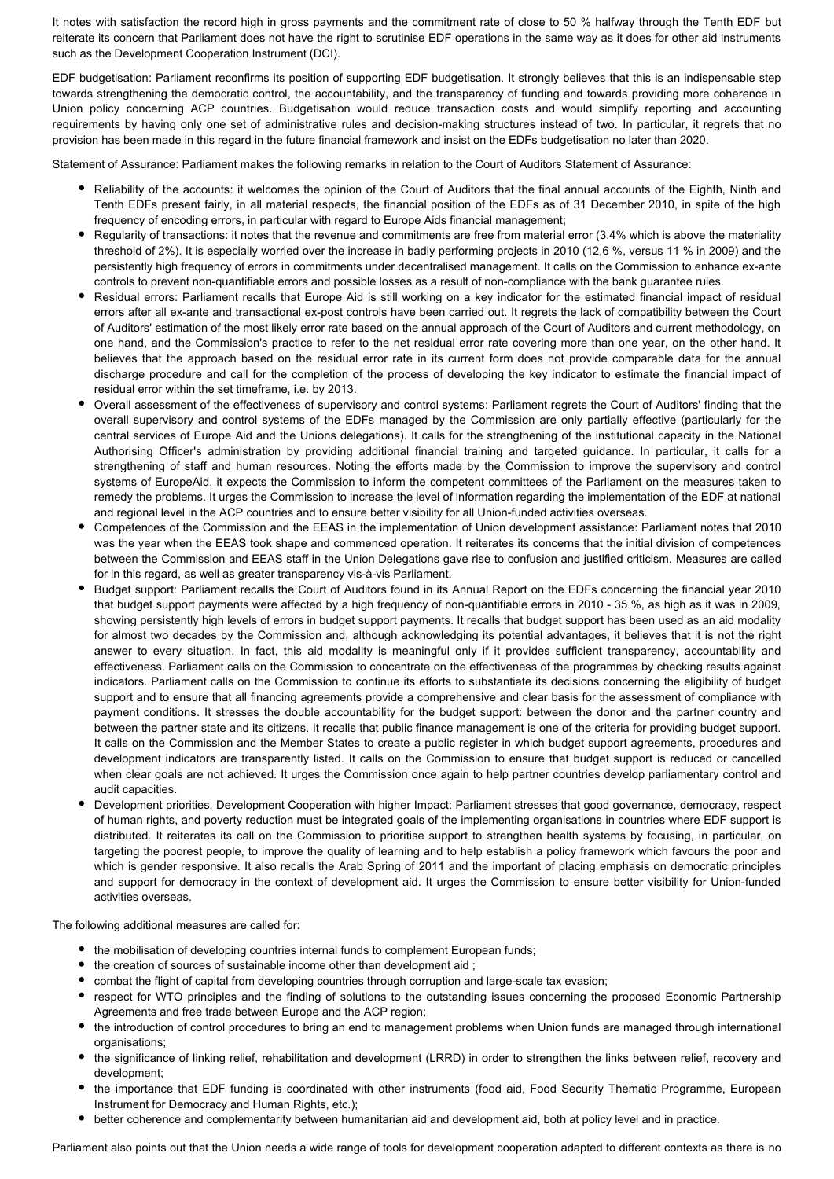It notes with satisfaction the record high in gross payments and the commitment rate of close to 50 % halfway through the Tenth EDF but reiterate its concern that Parliament does not have the right to scrutinise EDF operations in the same way as it does for other aid instruments such as the Development Cooperation Instrument (DCI).

EDF budgetisation: Parliament reconfirms its position of supporting EDF budgetisation. It strongly believes that this is an indispensable step towards strengthening the democratic control, the accountability, and the transparency of funding and towards providing more coherence in Union policy concerning ACP countries. Budgetisation would reduce transaction costs and would simplify reporting and accounting requirements by having only one set of administrative rules and decision-making structures instead of two. In particular, it regrets that no provision has been made in this regard in the future financial framework and insist on the EDFs budgetisation no later than 2020.

Statement of Assurance: Parliament makes the following remarks in relation to the Court of Auditors Statement of Assurance:

- Reliability of the accounts: it welcomes the opinion of the Court of Auditors that the final annual accounts of the Eighth, Ninth and Tenth EDFs present fairly, in all material respects, the financial position of the EDFs as of 31 December 2010, in spite of the high frequency of encoding errors, in particular with regard to Europe Aids financial management;
- Regularity of transactions: it notes that the revenue and commitments are free from material error (3.4% which is above the materiality threshold of 2%). It is especially worried over the increase in badly performing projects in 2010 (12,6 %, versus 11 % in 2009) and the persistently high frequency of errors in commitments under decentralised management. It calls on the Commission to enhance ex-ante controls to prevent non-quantifiable errors and possible losses as a result of non-compliance with the bank guarantee rules.
- Residual errors: Parliament recalls that Europe Aid is still working on a key indicator for the estimated financial impact of residual errors after all ex-ante and transactional ex-post controls have been carried out. It regrets the lack of compatibility between the Court of Auditors' estimation of the most likely error rate based on the annual approach of the Court of Auditors and current methodology, on one hand, and the Commission's practice to refer to the net residual error rate covering more than one year, on the other hand. It believes that the approach based on the residual error rate in its current form does not provide comparable data for the annual discharge procedure and call for the completion of the process of developing the key indicator to estimate the financial impact of residual error within the set timeframe, i.e. by 2013.
- Overall assessment of the effectiveness of supervisory and control systems: Parliament regrets the Court of Auditors' finding that the overall supervisory and control systems of the EDFs managed by the Commission are only partially effective (particularly for the central services of Europe Aid and the Unions delegations). It calls for the strengthening of the institutional capacity in the National Authorising Officer's administration by providing additional financial training and targeted guidance. In particular, it calls for a strengthening of staff and human resources. Noting the efforts made by the Commission to improve the supervisory and control systems of EuropeAid, it expects the Commission to inform the competent committees of the Parliament on the measures taken to remedy the problems. It urges the Commission to increase the level of information regarding the implementation of the EDF at national and regional level in the ACP countries and to ensure better visibility for all Union-funded activities overseas.
- Competences of the Commission and the EEAS in the implementation of Union development assistance: Parliament notes that 2010 was the year when the EEAS took shape and commenced operation. It reiterates its concerns that the initial division of competences between the Commission and EEAS staff in the Union Delegations gave rise to confusion and justified criticism. Measures are called for in this regard, as well as greater transparency vis-à-vis Parliament.
- Budget support: Parliament recalls the Court of Auditors found in its Annual Report on the EDFs concerning the financial year 2010 that budget support payments were affected by a high frequency of non-quantifiable errors in 2010 - 35 %, as high as it was in 2009, showing persistently high levels of errors in budget support payments. It recalls that budget support has been used as an aid modality for almost two decades by the Commission and, although acknowledging its potential advantages, it believes that it is not the right answer to every situation. In fact, this aid modality is meaningful only if it provides sufficient transparency, accountability and effectiveness. Parliament calls on the Commission to concentrate on the effectiveness of the programmes by checking results against indicators. Parliament calls on the Commission to continue its efforts to substantiate its decisions concerning the eligibility of budget support and to ensure that all financing agreements provide a comprehensive and clear basis for the assessment of compliance with payment conditions. It stresses the double accountability for the budget support: between the donor and the partner country and between the partner state and its citizens. It recalls that public finance management is one of the criteria for providing budget support. It calls on the Commission and the Member States to create a public register in which budget support agreements, procedures and development indicators are transparently listed. It calls on the Commission to ensure that budget support is reduced or cancelled when clear goals are not achieved. It urges the Commission once again to help partner countries develop parliamentary control and audit capacities.
- Development priorities, Development Cooperation with higher Impact: Parliament stresses that good governance, democracy, respect of human rights, and poverty reduction must be integrated goals of the implementing organisations in countries where EDF support is distributed. It reiterates its call on the Commission to prioritise support to strengthen health systems by focusing, in particular, on targeting the poorest people, to improve the quality of learning and to help establish a policy framework which favours the poor and which is gender responsive. It also recalls the Arab Spring of 2011 and the important of placing emphasis on democratic principles and support for democracy in the context of development aid. It urges the Commission to ensure better visibility for Union-funded activities overseas.

The following additional measures are called for:

- the mobilisation of developing countries internal funds to complement European funds;
- the creation of sources of sustainable income other than development aid ;
- combat the flight of capital from developing countries through corruption and large-scale tax evasion;
- respect for WTO principles and the finding of solutions to the outstanding issues concerning the proposed Economic Partnership Agreements and free trade between Europe and the ACP region;
- the introduction of control procedures to bring an end to management problems when Union funds are managed through international organisations;
- the significance of linking relief, rehabilitation and development (LRRD) in order to strengthen the links between relief, recovery and development;
- the importance that EDF funding is coordinated with other instruments (food aid, Food Security Thematic Programme, European Instrument for Democracy and Human Rights, etc.);
- better coherence and complementarity between humanitarian aid and development aid, both at policy level and in practice.

Parliament also points out that the Union needs a wide range of tools for development cooperation adapted to different contexts as there is no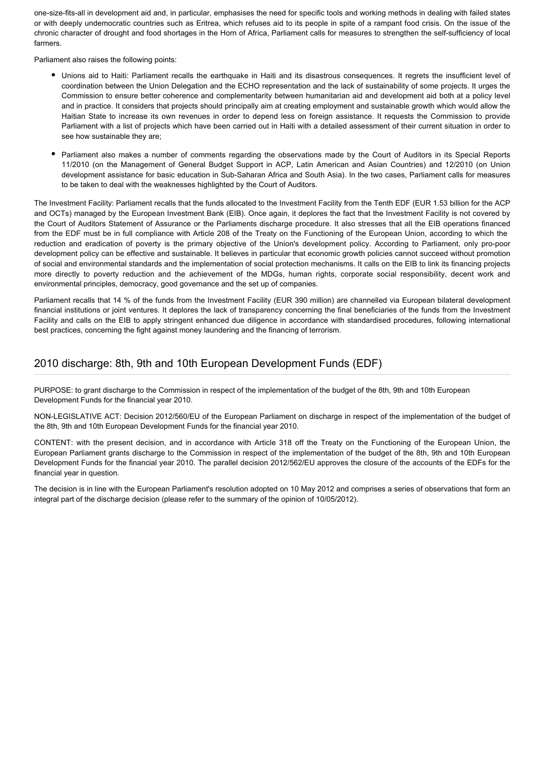one-size-fits-all in development aid and, in particular, emphasises the need for specific tools and working methods in dealing with failed states or with deeply undemocratic countries such as Eritrea, which refuses aid to its people in spite of a rampant food crisis. On the issue of the chronic character of drought and food shortages in the Horn of Africa, Parliament calls for measures to strengthen the self-sufficiency of local farmers.

Parliament also raises the following points:

- Unions aid to Haiti: Parliament recalls the earthquake in Haiti and its disastrous consequences. It regrets the insufficient level of coordination between the Union Delegation and the ECHO representation and the lack of sustainability of some projects. It urges the Commission to ensure better coherence and complementarity between humanitarian aid and development aid both at a policy level and in practice. It considers that projects should principally aim at creating employment and sustainable growth which would allow the Haitian State to increase its own revenues in order to depend less on foreign assistance. It requests the Commission to provide Parliament with a list of projects which have been carried out in Haiti with a detailed assessment of their current situation in order to see how sustainable they are;
- Parliament also makes a number of comments regarding the observations made by the Court of Auditors in its Special Reports 11/2010 (on the Management of General Budget Support in ACP, Latin American and Asian Countries) and 12/2010 (on Union development assistance for basic education in Sub-Saharan Africa and South Asia). In the two cases, Parliament calls for measures to be taken to deal with the weaknesses highlighted by the Court of Auditors.

The Investment Facility: Parliament recalls that the funds allocated to the Investment Facility from the Tenth EDF (EUR 1.53 billion for the ACP and OCTs) managed by the European Investment Bank (EIB). Once again, it deplores the fact that the Investment Facility is not covered by the Court of Auditors Statement of Assurance or the Parliaments discharge procedure. It also stresses that all the EIB operations financed from the EDF must be in full compliance with Article 208 of the Treaty on the Functioning of the European Union, according to which the reduction and eradication of poverty is the primary objective of the Union's development policy. According to Parliament, only pro-poor development policy can be effective and sustainable. It believes in particular that economic growth policies cannot succeed without promotion of social and environmental standards and the implementation of social protection mechanisms. It calls on the EIB to link its financing projects more directly to poverty reduction and the achievement of the MDGs, human rights, corporate social responsibility, decent work and environmental principles, democracy, good governance and the set up of companies.

Parliament recalls that 14 % of the funds from the Investment Facility (EUR 390 million) are channelled via European bilateral development financial institutions or joint ventures. It deplores the lack of transparency concerning the final beneficiaries of the funds from the Investment Facility and calls on the EIB to apply stringent enhanced due diligence in accordance with standardised procedures, following international best practices, concerning the fight against money laundering and the financing of terrorism.

## 2010 discharge: 8th, 9th and 10th European Development Funds (EDF)

PURPOSE: to grant discharge to the Commission in respect of the implementation of the budget of the 8th, 9th and 10th European Development Funds for the financial year 2010.

NON-LEGISLATIVE ACT: Decision 2012/560/EU of the European Parliament on discharge in respect of the implementation of the budget of the 8th, 9th and 10th European Development Funds for the financial year 2010.

CONTENT: with the present decision, and in accordance with Article 318 off the Treaty on the Functioning of the European Union, the European Parliament grants discharge to the Commission in respect of the implementation of the budget of the 8th, 9th and 10th European Development Funds for the financial year 2010. The parallel decision 2012/562/EU approves the closure of the accounts of the EDFs for the financial year in question.

The decision is in line with the European Parliament's resolution adopted on 10 May 2012 and comprises a series of observations that form an integral part of the discharge decision (please refer to the summary of the opinion of 10/05/2012).